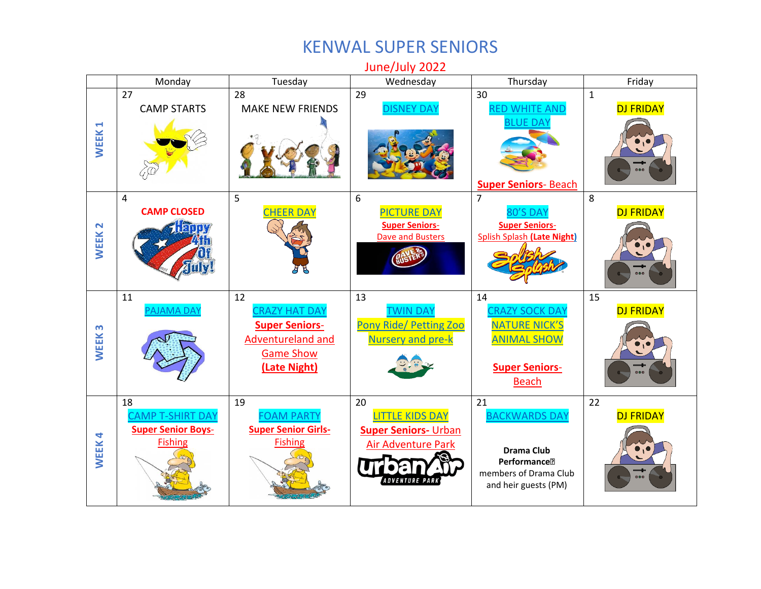# KENWAL SUPER SENIORS

## June/July 2022

| | Monday | Tuesday | Wednesday | Thursday | Friday |
|---|---|---|---|---|---|
| WEEK 1 | 27<br>CAMP STARTS | 28<br>MAKE NEW FRIENDS | 29<br>DISNEY DAY | 30<br>RED WHITE AND BLUE DAY<br>**Super Seniors**- Beach | 1<br>DJ FRIDAY |
| WEEK 2 | 4<br>**CAMP CLOSED** | 5<br>CHEER DAY | 6<br>PICTURE DAY<br>**Super Seniors**-<br>Dave and Busters | 7<br>80'S DAY<br>**Super Seniors**-<br>Splish Splash **(Late Night)** | 8<br>DJ FRIDAY |
| WEEK 3 | 11<br>PAJAMA DAY | 12<br>CRAZY HAT DAY<br>**Super Seniors**-<br>Adventureland and Game Show<br>**(Late Night)** | 13<br>TWIN DAY<br>Pony Ride/ Petting Zoo<br>Nursery and pre-k | 14<br>CRAZY SOCK DAY<br>NATURE NICK'S ANIMAL SHOW<br>**Super Seniors**-<br>Beach | 15<br>DJ FRIDAY |
| WEEK 4 | 18<br>CAMP T-SHIRT DAY<br>**Super Senior Boys**-<br>Fishing | 19<br>FOAM PARTY<br>**Super Senior Girls**-<br>Fishing | 20<br>LITTLE KIDS DAY<br>**Super Seniors**- Urban Air Adventure Park | 21<br>BACKWARDS DAY<br>**Drama Club Performance**<br>members of Drama Club and heir guests (PM) | 22<br>DJ FRIDAY |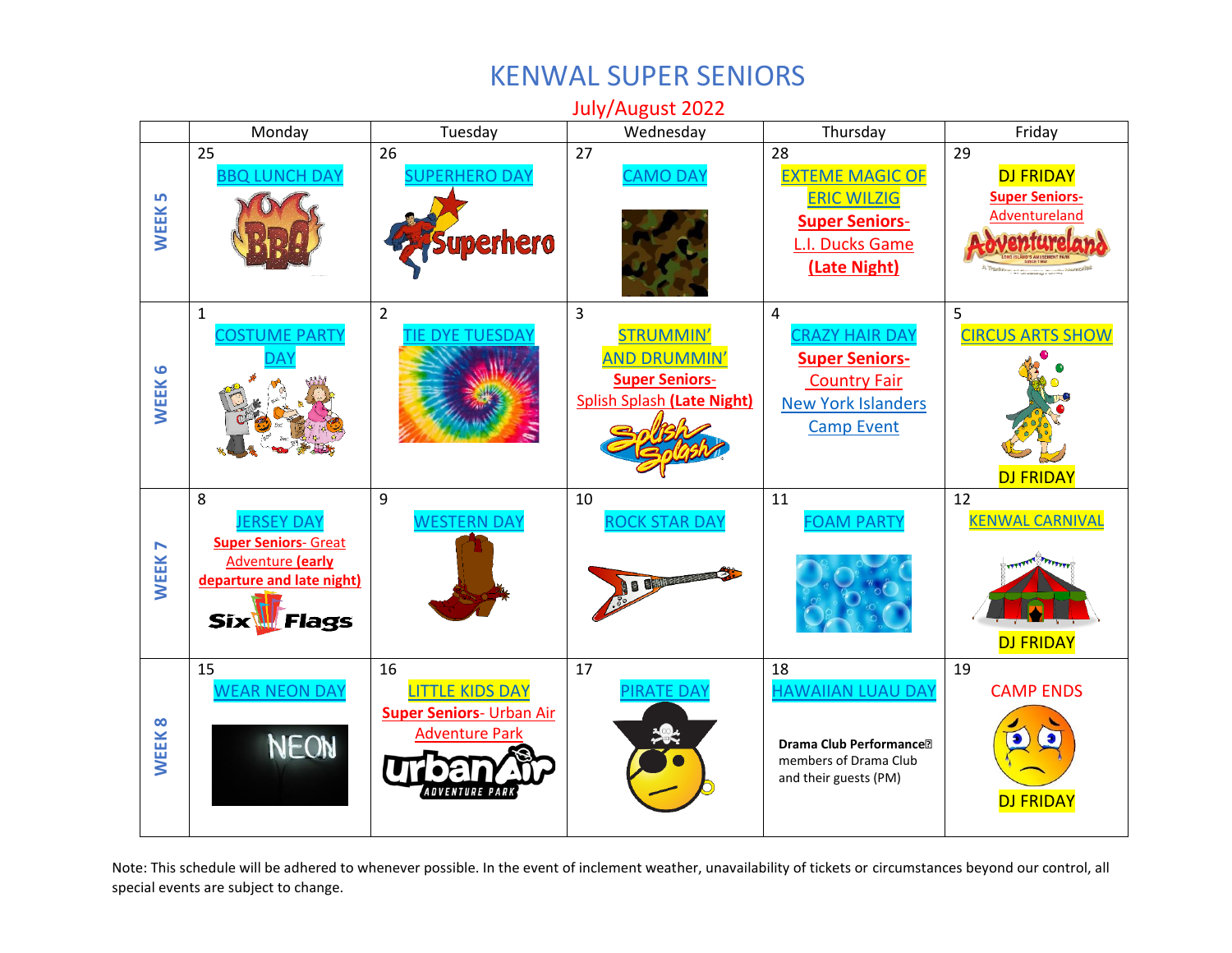# KENWAL SUPER SENIORS

July/August 2022

| | Monday | Tuesday | Wednesday | Thursday | Friday |
|---|---|---|---|---|---|
| WEEK 5 | 25 BBQ LUNCH DAY | 26 SUPERHERO DAY | 27 CAMO DAY | 28 EXTEME MAGIC OF ERIC WILZIG **Super Seniors**- L.I. Ducks Game **(Late Night)** | 29 DJ FRIDAY **Super Seniors**- Adventureland |
| WEEK 6 | 1 COSTUME PARTY DAY | 2 TIE DYE TUESDAY | 3 STRUMMIN' AND DRUMMIN' **Super Seniors**- Splish Splash **(Late Night)** | 4 CRAZY HAIR DAY **Super Seniors**- Country Fair New York Islanders Camp Event | 5 CIRCUS ARTS SHOW DJ FRIDAY |
| WEEK 7 | 8 JERSEY DAY **Super Seniors**- Great Adventure **(early departure and late night)** | 9 WESTERN DAY | 10 ROCK STAR DAY | 11 FOAM PARTY | 12 KENWAL CARNIVAL DJ FRIDAY |
| WEEK 8 | 15 WEAR NEON DAY | 16 LITTLE KIDS DAY **Super Seniors**- Urban Air Adventure Park | 17 PIRATE DAY | 18 HAWAIIAN LUAU DAY **Drama Club Performance** members of Drama Club and their guests (PM) | 19 CAMP ENDS DJ FRIDAY |

Note: This schedule will be adhered to whenever possible. In the event of inclement weather, unavailability of tickets or circumstances beyond our control, all special events are subject to change.